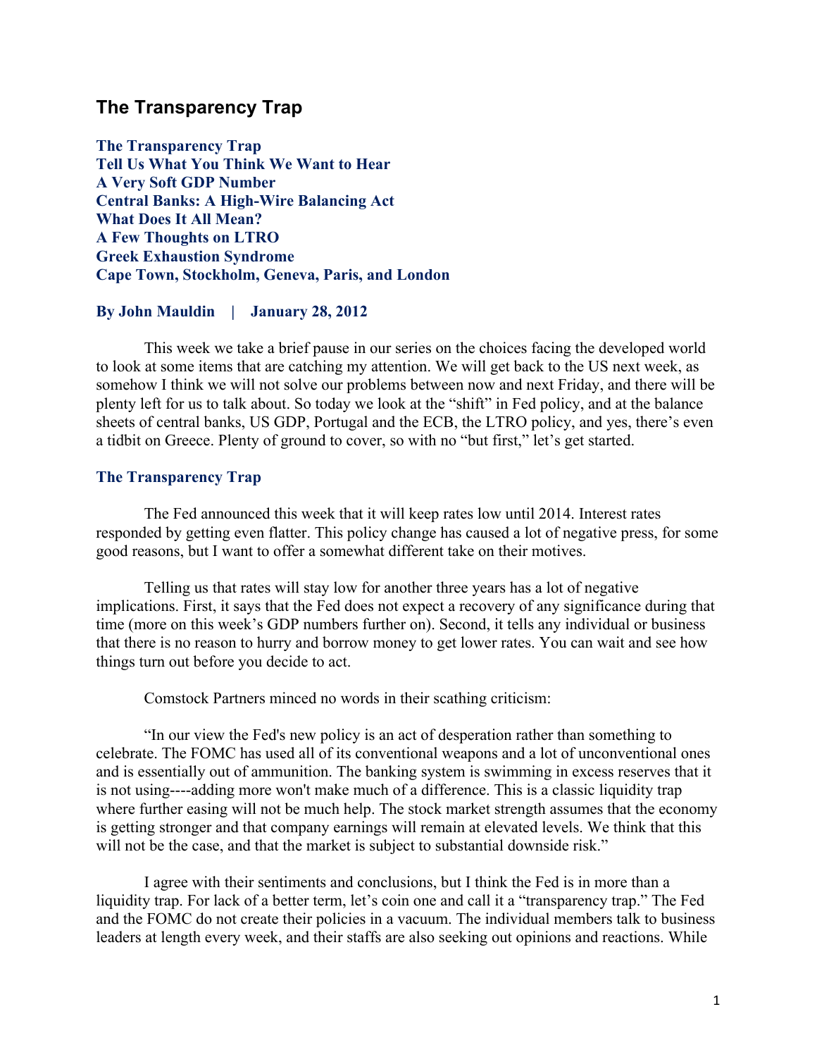# The Transparency Trap

**The Transparency Trap**
**Tell Us What You Think We Want to Hear**
**A Very Soft GDP Number**
**Central Banks: A High-Wire Balancing Act**
**What Does It All Mean?**
**A Few Thoughts on LTRO**
**Greek Exhaustion Syndrome**
**Cape Town, Stockholm, Geneva, Paris, and London**

**By John Mauldin | January 28, 2012**

This week we take a brief pause in our series on the choices facing the developed world to look at some items that are catching my attention. We will get back to the US next week, as somehow I think we will not solve our problems between now and next Friday, and there will be plenty left for us to talk about. So today we look at the "shift" in Fed policy, and at the balance sheets of central banks, US GDP, Portugal and the ECB, the LTRO policy, and yes, there's even a tidbit on Greece. Plenty of ground to cover, so with no "but first," let's get started.

## The Transparency Trap

The Fed announced this week that it will keep rates low until 2014. Interest rates responded by getting even flatter. This policy change has caused a lot of negative press, for some good reasons, but I want to offer a somewhat different take on their motives.

Telling us that rates will stay low for another three years has a lot of negative implications. First, it says that the Fed does not expect a recovery of any significance during that time (more on this week's GDP numbers further on). Second, it tells any individual or business that there is no reason to hurry and borrow money to get lower rates. You can wait and see how things turn out before you decide to act.

Comstock Partners minced no words in their scathing criticism:

"In our view the Fed's new policy is an act of desperation rather than something to celebrate. The FOMC has used all of its conventional weapons and a lot of unconventional ones and is essentially out of ammunition. The banking system is swimming in excess reserves that it is not using----adding more won't make much of a difference. This is a classic liquidity trap where further easing will not be much help. The stock market strength assumes that the economy is getting stronger and that company earnings will remain at elevated levels. We think that this will not be the case, and that the market is subject to substantial downside risk."

I agree with their sentiments and conclusions, but I think the Fed is in more than a liquidity trap. For lack of a better term, let's coin one and call it a "transparency trap." The Fed and the FOMC do not create their policies in a vacuum. The individual members talk to business leaders at length every week, and their staffs are also seeking out opinions and reactions. While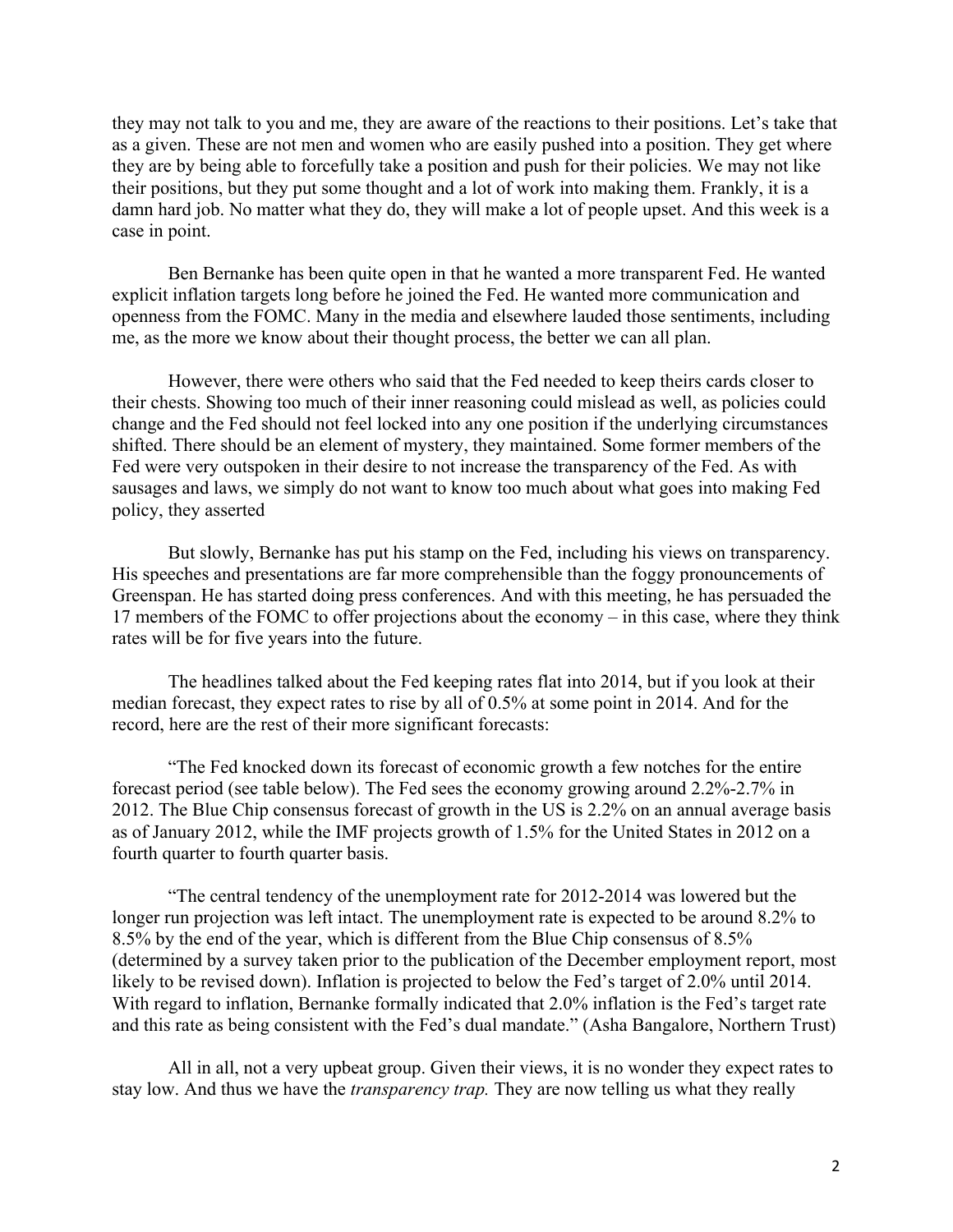they may not talk to you and me, they are aware of the reactions to their positions. Let's take that as a given. These are not men and women who are easily pushed into a position. They get where they are by being able to forcefully take a position and push for their policies. We may not like their positions, but they put some thought and a lot of work into making them. Frankly, it is a damn hard job. No matter what they do, they will make a lot of people upset. And this week is a case in point.

Ben Bernanke has been quite open in that he wanted a more transparent Fed. He wanted explicit inflation targets long before he joined the Fed. He wanted more communication and openness from the FOMC. Many in the media and elsewhere lauded those sentiments, including me, as the more we know about their thought process, the better we can all plan.

However, there were others who said that the Fed needed to keep theirs cards closer to their chests. Showing too much of their inner reasoning could mislead as well, as policies could change and the Fed should not feel locked into any one position if the underlying circumstances shifted. There should be an element of mystery, they maintained. Some former members of the Fed were very outspoken in their desire to not increase the transparency of the Fed. As with sausages and laws, we simply do not want to know too much about what goes into making Fed policy, they asserted

But slowly, Bernanke has put his stamp on the Fed, including his views on transparency. His speeches and presentations are far more comprehensible than the foggy pronouncements of Greenspan. He has started doing press conferences. And with this meeting, he has persuaded the 17 members of the FOMC to offer projections about the economy – in this case, where they think rates will be for five years into the future.

The headlines talked about the Fed keeping rates flat into 2014, but if you look at their median forecast, they expect rates to rise by all of 0.5% at some point in 2014. And for the record, here are the rest of their more significant forecasts:

"The Fed knocked down its forecast of economic growth a few notches for the entire forecast period (see table below). The Fed sees the economy growing around 2.2%-2.7% in 2012. The Blue Chip consensus forecast of growth in the US is 2.2% on an annual average basis as of January 2012, while the IMF projects growth of 1.5% for the United States in 2012 on a fourth quarter to fourth quarter basis.

"The central tendency of the unemployment rate for 2012-2014 was lowered but the longer run projection was left intact. The unemployment rate is expected to be around 8.2% to 8.5% by the end of the year, which is different from the Blue Chip consensus of 8.5% (determined by a survey taken prior to the publication of the December employment report, most likely to be revised down). Inflation is projected to below the Fed's target of 2.0% until 2014. With regard to inflation, Bernanke formally indicated that 2.0% inflation is the Fed's target rate and this rate as being consistent with the Fed's dual mandate." (Asha Bangalore, Northern Trust)

All in all, not a very upbeat group. Given their views, it is no wonder they expect rates to stay low. And thus we have the *transparency trap.* They are now telling us what they really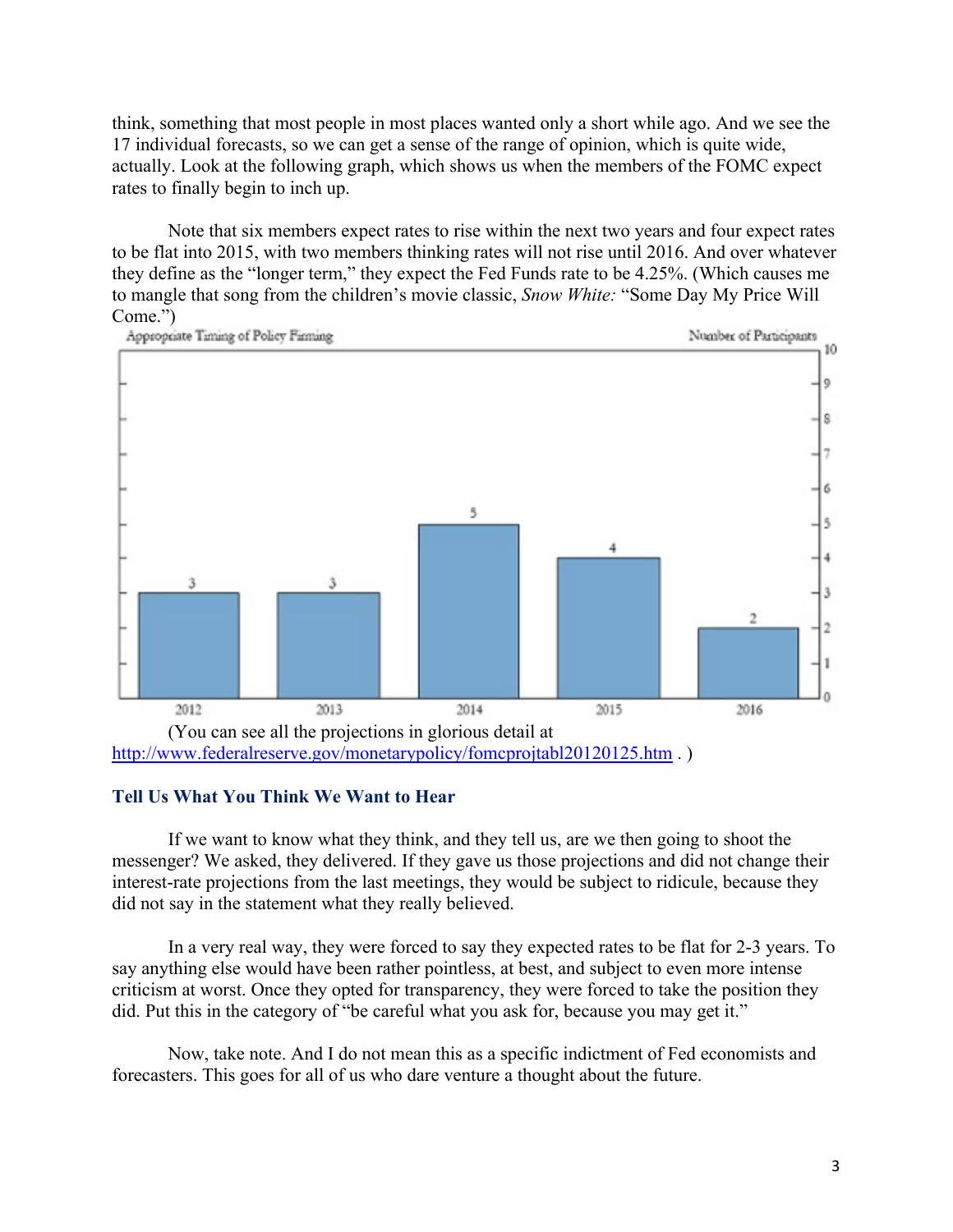think, something that most people in most places wanted only a short while ago. And we see the 17 individual forecasts, so we can get a sense of the range of opinion, which is quite wide, actually. Look at the following graph, which shows us when the members of the FOMC expect rates to finally begin to inch up.

Note that six members expect rates to rise within the next two years and four expect rates to be flat into 2015, with two members thinking rates will not rise until 2016. And over whatever they define as the "longer term," they expect the Fed Funds rate to be 4.25%. (Which causes me to mangle that song from the children's movie classic, *Snow White:* "Some Day My Price Will Come.")

Appropriate Timing of Policy Firming

| Year | Number of Participants |
|---|---|
| 2012 | 3 |
| 2013 | 3 |
| 2014 | 5 |
| 2015 | 4 |
| 2016 | 2 |

(You can see all the projections in glorious detail at http://www.federalreserve.gov/monetarypolicy/fomcprojtabl20120125.htm . )

### Tell Us What You Think We Want to Hear

If we want to know what they think, and they tell us, are we then going to shoot the messenger? We asked, they delivered. If they gave us those projections and did not change their interest-rate projections from the last meetings, they would be subject to ridicule, because they did not say in the statement what they really believed.

In a very real way, they were forced to say they expected rates to be flat for 2-3 years. To say anything else would have been rather pointless, at best, and subject to even more intense criticism at worst. Once they opted for transparency, they were forced to take the position they did. Put this in the category of "be careful what you ask for, because you may get it."

Now, take note. And I do not mean this as a specific indictment of Fed economists and forecasters. This goes for all of us who dare venture a thought about the future.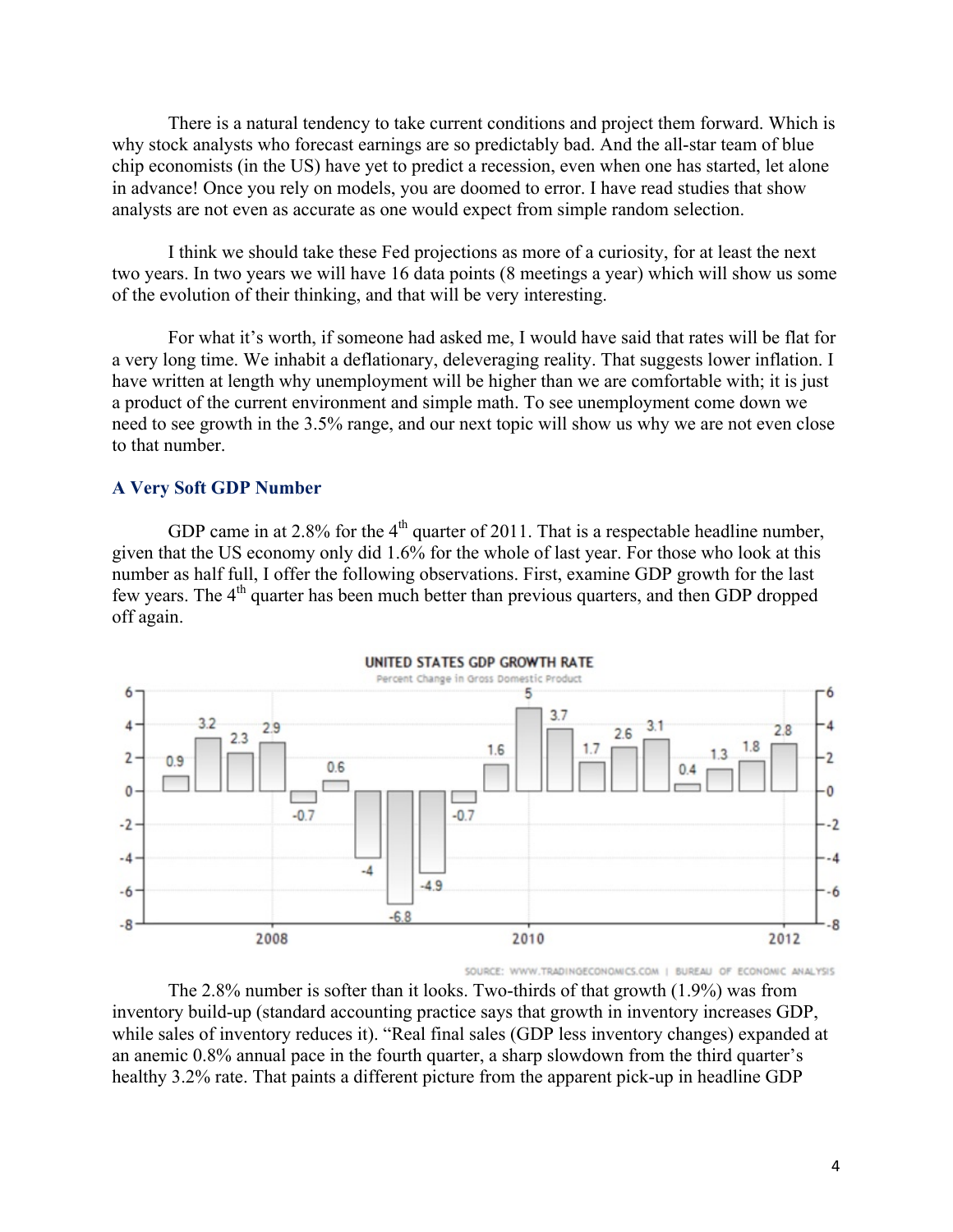There is a natural tendency to take current conditions and project them forward. Which is why stock analysts who forecast earnings are so predictably bad. And the all-star team of blue chip economists (in the US) have yet to predict a recession, even when one has started, let alone in advance! Once you rely on models, you are doomed to error. I have read studies that show analysts are not even as accurate as one would expect from simple random selection.

I think we should take these Fed projections as more of a curiosity, for at least the next two years. In two years we will have 16 data points (8 meetings a year) which will show us some of the evolution of their thinking, and that will be very interesting.

For what it's worth, if someone had asked me, I would have said that rates will be flat for a very long time. We inhabit a deflationary, deleveraging reality. That suggests lower inflation. I have written at length why unemployment will be higher than we are comfortable with; it is just a product of the current environment and simple math. To see unemployment come down we need to see growth in the 3.5% range, and our next topic will show us why we are not even close to that number.

## A Very Soft GDP Number

GDP came in at 2.8% for the 4th quarter of 2011. That is a respectable headline number, given that the US economy only did 1.6% for the whole of last year. For those who look at this number as half full, I offer the following observations. First, examine GDP growth for the last few years. The 4th quarter has been much better than previous quarters, and then GDP dropped off again.

The 2.8% number is softer than it looks. Two-thirds of that growth (1.9%) was from inventory build-up (standard accounting practice says that growth in inventory increases GDP, while sales of inventory reduces it). "Real final sales (GDP less inventory changes) expanded at an anemic 0.8% annual pace in the fourth quarter, a sharp slowdown from the third quarter's healthy 3.2% rate. That paints a different picture from the apparent pick-up in headline GDP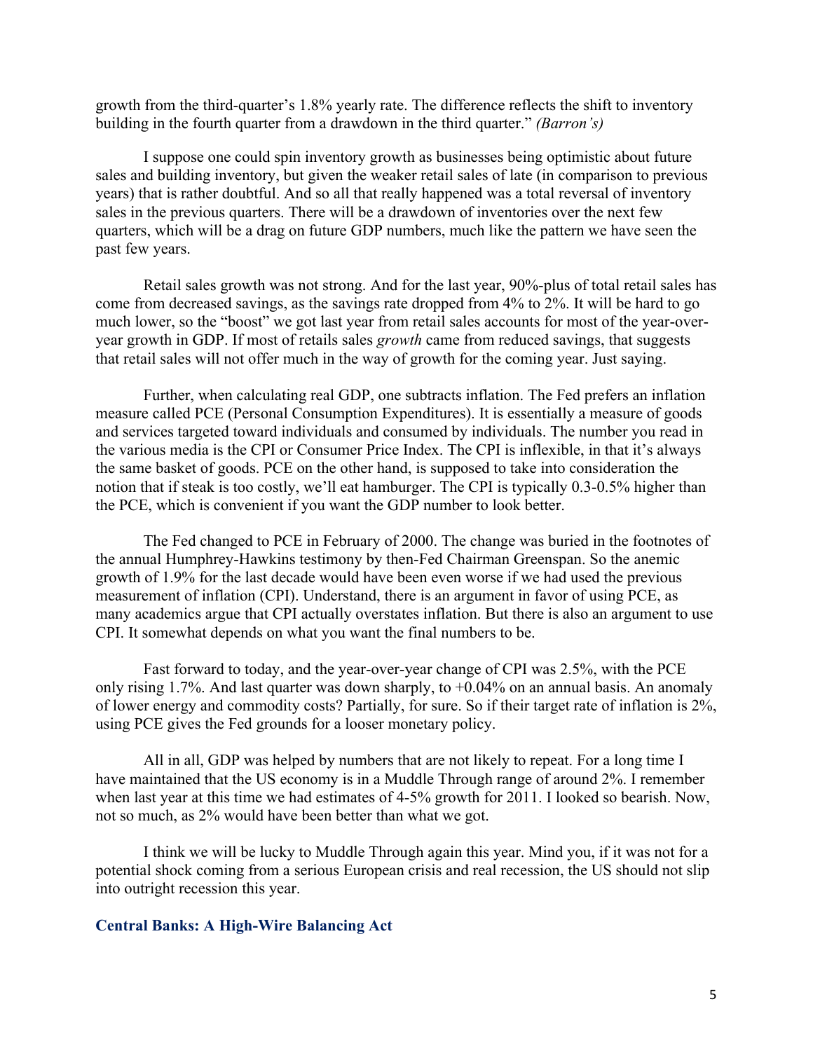growth from the third-quarter's 1.8% yearly rate. The difference reflects the shift to inventory building in the fourth quarter from a drawdown in the third quarter." *(Barron's)*

I suppose one could spin inventory growth as businesses being optimistic about future sales and building inventory, but given the weaker retail sales of late (in comparison to previous years) that is rather doubtful. And so all that really happened was a total reversal of inventory sales in the previous quarters. There will be a drawdown of inventories over the next few quarters, which will be a drag on future GDP numbers, much like the pattern we have seen the past few years.

Retail sales growth was not strong. And for the last year, 90%-plus of total retail sales has come from decreased savings, as the savings rate dropped from 4% to 2%. It will be hard to go much lower, so the "boost" we got last year from retail sales accounts for most of the year-over-year growth in GDP. If most of retails sales *growth* came from reduced savings, that suggests that retail sales will not offer much in the way of growth for the coming year. Just saying.

Further, when calculating real GDP, one subtracts inflation. The Fed prefers an inflation measure called PCE (Personal Consumption Expenditures). It is essentially a measure of goods and services targeted toward individuals and consumed by individuals. The number you read in the various media is the CPI or Consumer Price Index. The CPI is inflexible, in that it's always the same basket of goods. PCE on the other hand, is supposed to take into consideration the notion that if steak is too costly, we'll eat hamburger. The CPI is typically 0.3-0.5% higher than the PCE, which is convenient if you want the GDP number to look better.

The Fed changed to PCE in February of 2000. The change was buried in the footnotes of the annual Humphrey-Hawkins testimony by then-Fed Chairman Greenspan. So the anemic growth of 1.9% for the last decade would have been even worse if we had used the previous measurement of inflation (CPI). Understand, there is an argument in favor of using PCE, as many academics argue that CPI actually overstates inflation. But there is also an argument to use CPI. It somewhat depends on what you want the final numbers to be.

Fast forward to today, and the year-over-year change of CPI was 2.5%, with the PCE only rising 1.7%. And last quarter was down sharply, to +0.04% on an annual basis. An anomaly of lower energy and commodity costs? Partially, for sure. So if their target rate of inflation is 2%, using PCE gives the Fed grounds for a looser monetary policy.

All in all, GDP was helped by numbers that are not likely to repeat. For a long time I have maintained that the US economy is in a Muddle Through range of around 2%. I remember when last year at this time we had estimates of 4-5% growth for 2011. I looked so bearish. Now, not so much, as 2% would have been better than what we got.

I think we will be lucky to Muddle Through again this year. Mind you, if it was not for a potential shock coming from a serious European crisis and real recession, the US should not slip into outright recession this year.

## Central Banks: A High-Wire Balancing Act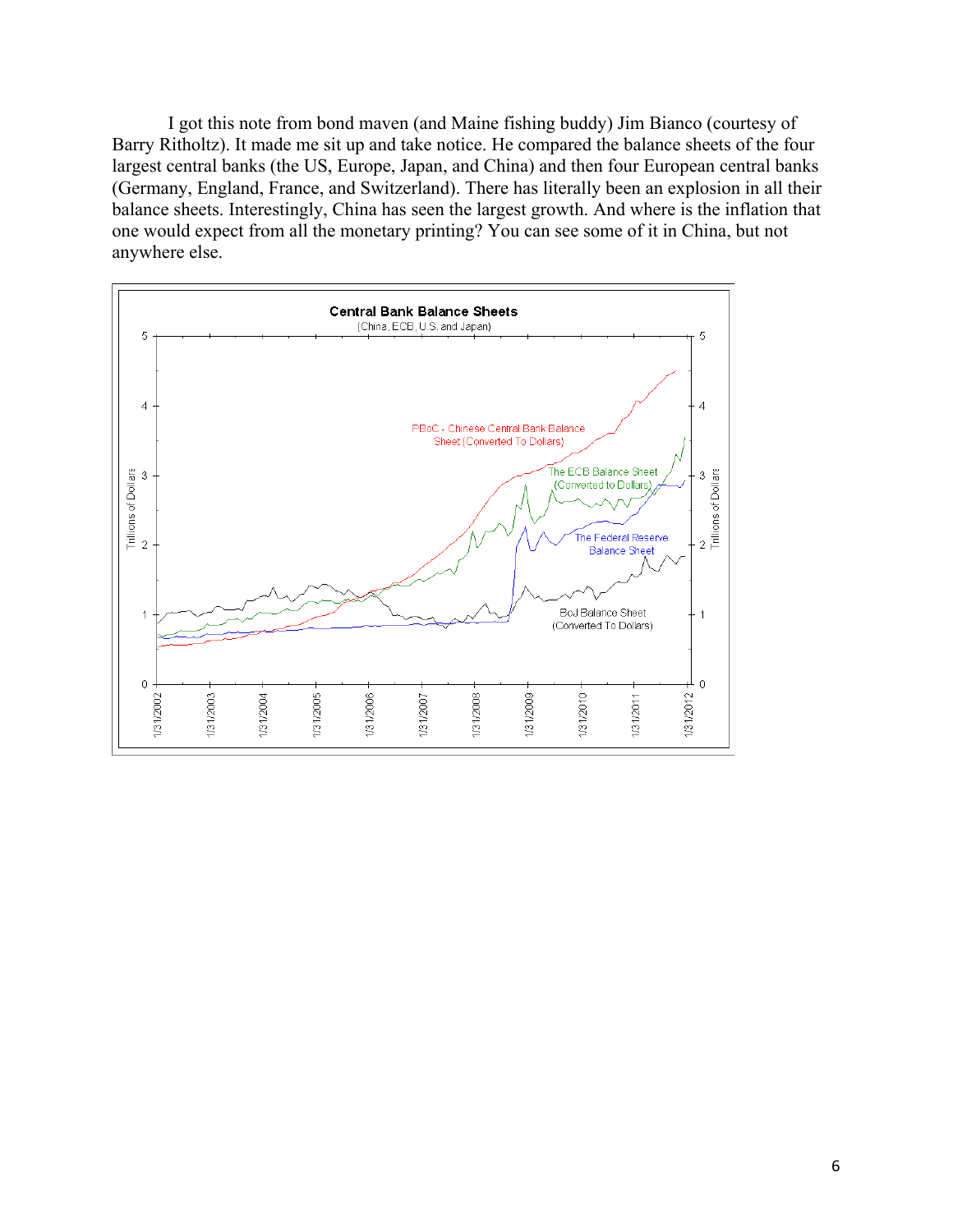I got this note from bond maven (and Maine fishing buddy) Jim Bianco (courtesy of Barry Ritholtz). It made me sit up and take notice. He compared the balance sheets of the four largest central banks (the US, Europe, Japan, and China) and then four European central banks (Germany, England, France, and Switzerland). There has literally been an explosion in all their balance sheets. Interestingly, China has seen the largest growth. And where is the inflation that one would expect from all the monetary printing? You can see some of it in China, but not anywhere else.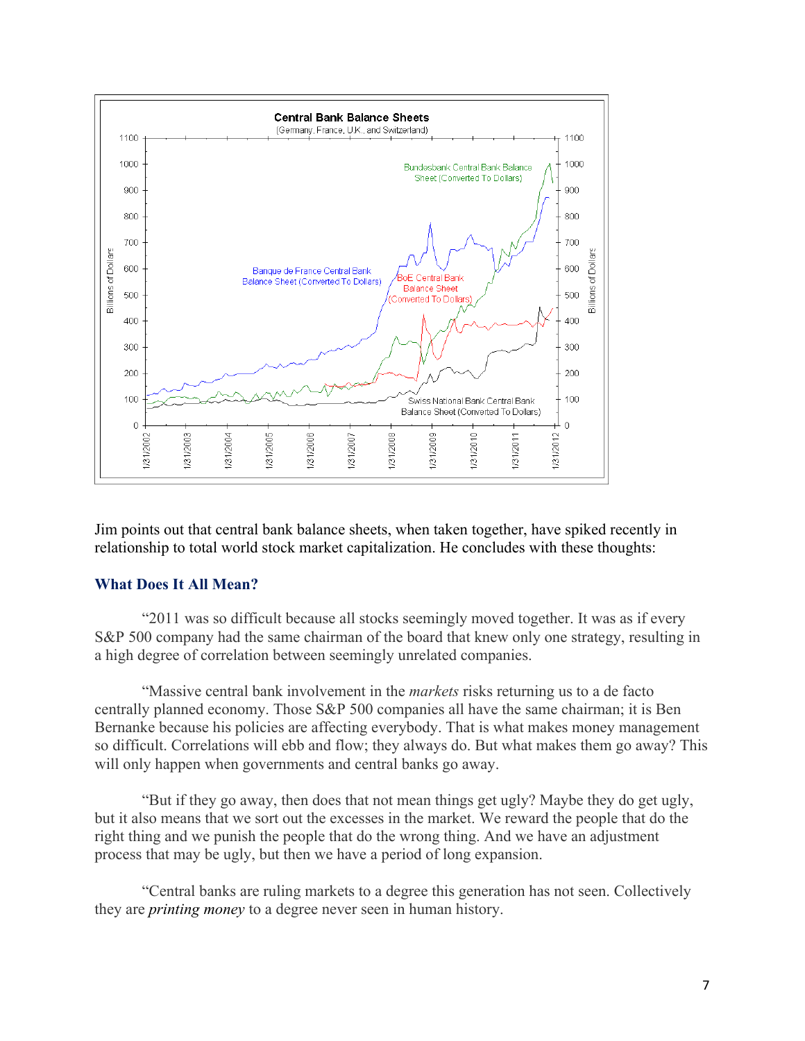Jim points out that central bank balance sheets, when taken together, have spiked recently in relationship to total world stock market capitalization. He concludes with these thoughts:

### What Does It All Mean?

"2011 was so difficult because all stocks seemingly moved together. It was as if every S&P 500 company had the same chairman of the board that knew only one strategy, resulting in a high degree of correlation between seemingly unrelated companies.

"Massive central bank involvement in the *markets* risks returning us to a de facto centrally planned economy. Those S&P 500 companies all have the same chairman; it is Ben Bernanke because his policies are affecting everybody. That is what makes money management so difficult. Correlations will ebb and flow; they always do. But what makes them go away? This will only happen when governments and central banks go away.

"But if they go away, then does that not mean things get ugly? Maybe they do get ugly, but it also means that we sort out the excesses in the market. We reward the people that do the right thing and we punish the people that do the wrong thing. And we have an adjustment process that may be ugly, but then we have a period of long expansion.

"Central banks are ruling markets to a degree this generation has not seen. Collectively they are *printing money* to a degree never seen in human history.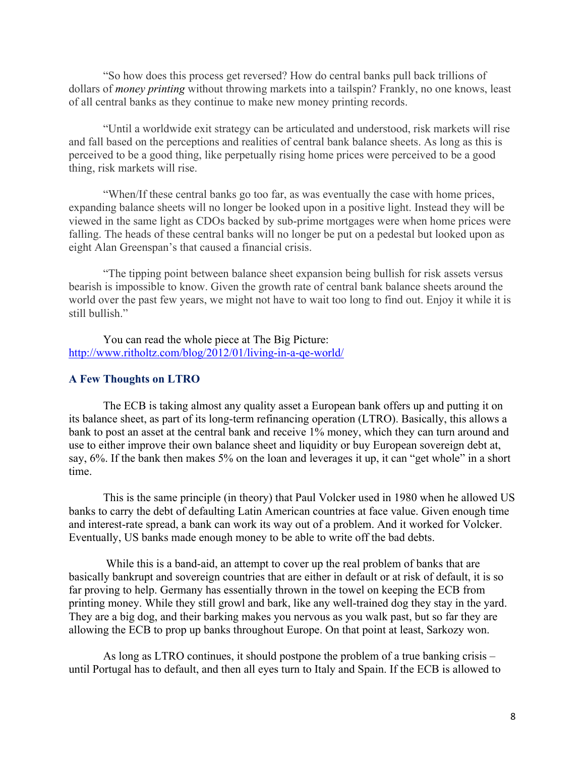"So how does this process get reversed? How do central banks pull back trillions of dollars of *money printing* without throwing markets into a tailspin? Frankly, no one knows, least of all central banks as they continue to make new money printing records.

"Until a worldwide exit strategy can be articulated and understood, risk markets will rise and fall based on the perceptions and realities of central bank balance sheets. As long as this is perceived to be a good thing, like perpetually rising home prices were perceived to be a good thing, risk markets will rise.

"When/If these central banks go too far, as was eventually the case with home prices, expanding balance sheets will no longer be looked upon in a positive light. Instead they will be viewed in the same light as CDOs backed by sub-prime mortgages were when home prices were falling. The heads of these central banks will no longer be put on a pedestal but looked upon as eight Alan Greenspan's that caused a financial crisis.

"The tipping point between balance sheet expansion being bullish for risk assets versus bearish is impossible to know. Given the growth rate of central bank balance sheets around the world over the past few years, we might not have to wait too long to find out. Enjoy it while it is still bullish."

You can read the whole piece at The Big Picture: [http://www.ritholtz.com/blog/2012/01/living-in-a-qe-world/](http://www.ritholtz.com/blog/2012/01/living-in-a-qe-world/)

### A Few Thoughts on LTRO

The ECB is taking almost any quality asset a European bank offers up and putting it on its balance sheet, as part of its long-term refinancing operation (LTRO). Basically, this allows a bank to post an asset at the central bank and receive 1% money, which they can turn around and use to either improve their own balance sheet and liquidity or buy European sovereign debt at, say, 6%. If the bank then makes 5% on the loan and leverages it up, it can "get whole" in a short time.

This is the same principle (in theory) that Paul Volcker used in 1980 when he allowed US banks to carry the debt of defaulting Latin American countries at face value. Given enough time and interest-rate spread, a bank can work its way out of a problem. And it worked for Volcker. Eventually, US banks made enough money to be able to write off the bad debts.

While this is a band-aid, an attempt to cover up the real problem of banks that are basically bankrupt and sovereign countries that are either in default or at risk of default, it is so far proving to help. Germany has essentially thrown in the towel on keeping the ECB from printing money. While they still growl and bark, like any well-trained dog they stay in the yard. They are a big dog, and their barking makes you nervous as you walk past, but so far they are allowing the ECB to prop up banks throughout Europe. On that point at least, Sarkozy won.

As long as LTRO continues, it should postpone the problem of a true banking crisis – until Portugal has to default, and then all eyes turn to Italy and Spain. If the ECB is allowed to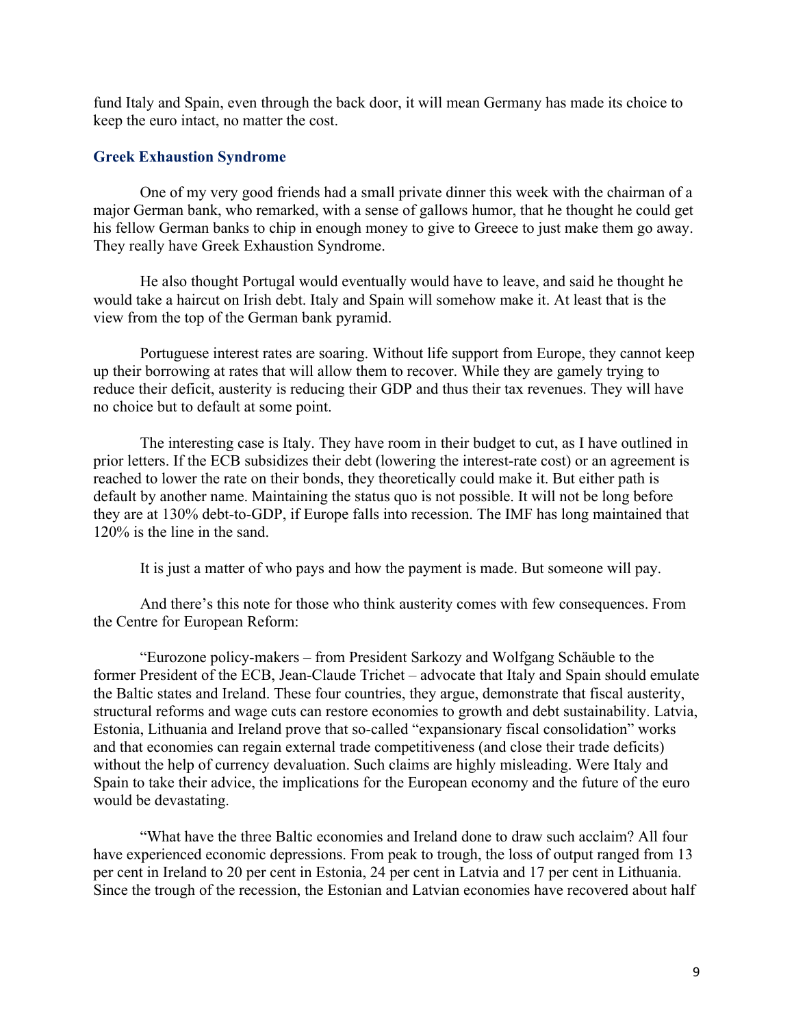fund Italy and Spain, even through the back door, it will mean Germany has made its choice to keep the euro intact, no matter the cost.

### Greek Exhaustion Syndrome

One of my very good friends had a small private dinner this week with the chairman of a major German bank, who remarked, with a sense of gallows humor, that he thought he could get his fellow German banks to chip in enough money to give to Greece to just make them go away. They really have Greek Exhaustion Syndrome.

He also thought Portugal would eventually would have to leave, and said he thought he would take a haircut on Irish debt. Italy and Spain will somehow make it. At least that is the view from the top of the German bank pyramid.

Portuguese interest rates are soaring. Without life support from Europe, they cannot keep up their borrowing at rates that will allow them to recover. While they are gamely trying to reduce their deficit, austerity is reducing their GDP and thus their tax revenues. They will have no choice but to default at some point.

The interesting case is Italy. They have room in their budget to cut, as I have outlined in prior letters. If the ECB subsidizes their debt (lowering the interest-rate cost) or an agreement is reached to lower the rate on their bonds, they theoretically could make it. But either path is default by another name. Maintaining the status quo is not possible. It will not be long before they are at 130% debt-to-GDP, if Europe falls into recession. The IMF has long maintained that 120% is the line in the sand.

It is just a matter of who pays and how the payment is made. But someone will pay.

And there's this note for those who think austerity comes with few consequences. From the Centre for European Reform:

"Eurozone policy-makers – from President Sarkozy and Wolfgang Schäuble to the former President of the ECB, Jean-Claude Trichet – advocate that Italy and Spain should emulate the Baltic states and Ireland. These four countries, they argue, demonstrate that fiscal austerity, structural reforms and wage cuts can restore economies to growth and debt sustainability. Latvia, Estonia, Lithuania and Ireland prove that so-called "expansionary fiscal consolidation" works and that economies can regain external trade competitiveness (and close their trade deficits) without the help of currency devaluation. Such claims are highly misleading. Were Italy and Spain to take their advice, the implications for the European economy and the future of the euro would be devastating.

"What have the three Baltic economies and Ireland done to draw such acclaim? All four have experienced economic depressions. From peak to trough, the loss of output ranged from 13 per cent in Ireland to 20 per cent in Estonia, 24 per cent in Latvia and 17 per cent in Lithuania. Since the trough of the recession, the Estonian and Latvian economies have recovered about half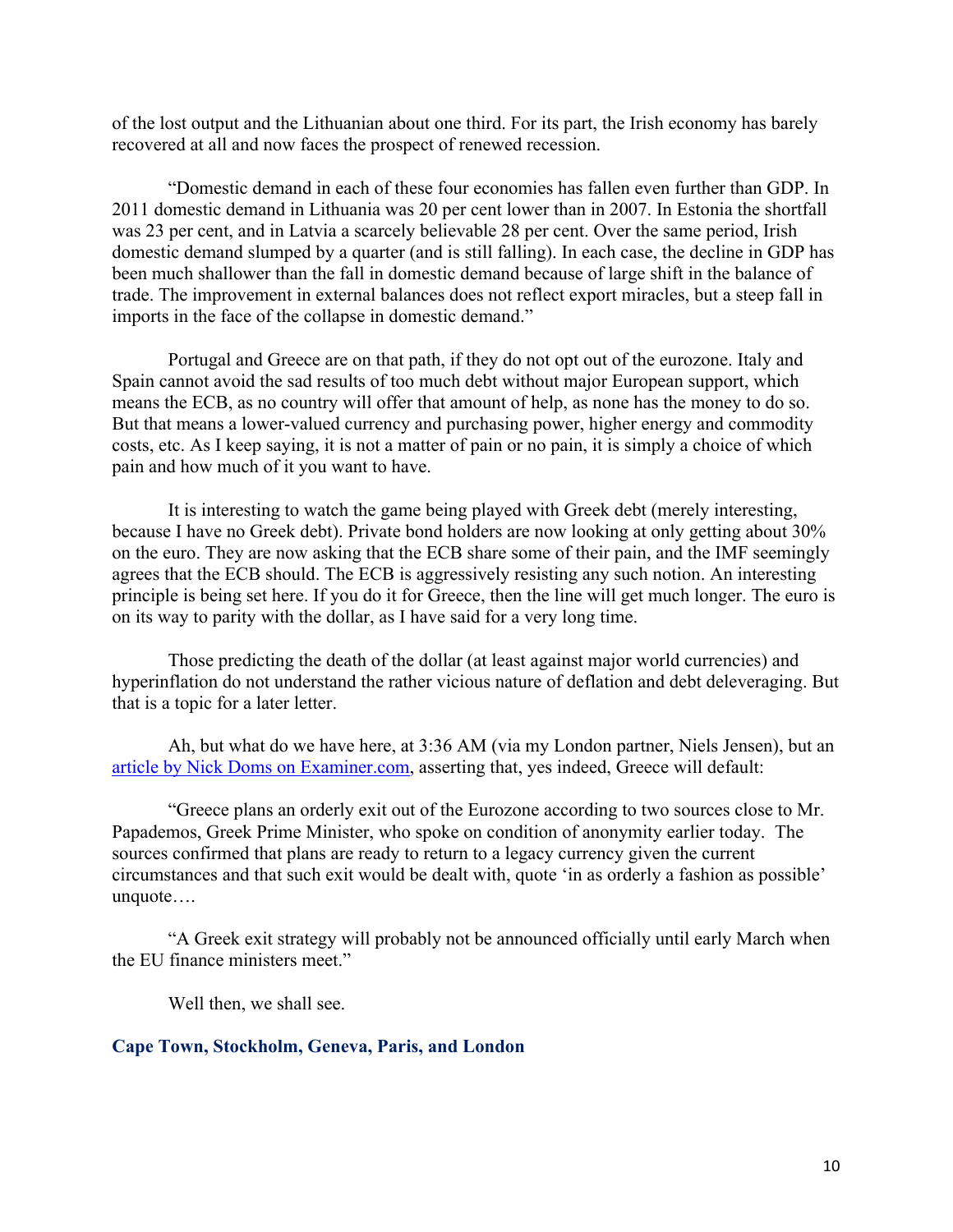of the lost output and the Lithuanian about one third. For its part, the Irish economy has barely recovered at all and now faces the prospect of renewed recession.

"Domestic demand in each of these four economies has fallen even further than GDP. In 2011 domestic demand in Lithuania was 20 per cent lower than in 2007. In Estonia the shortfall was 23 per cent, and in Latvia a scarcely believable 28 per cent. Over the same period, Irish domestic demand slumped by a quarter (and is still falling). In each case, the decline in GDP has been much shallower than the fall in domestic demand because of large shift in the balance of trade. The improvement in external balances does not reflect export miracles, but a steep fall in imports in the face of the collapse in domestic demand."

Portugal and Greece are on that path, if they do not opt out of the eurozone. Italy and Spain cannot avoid the sad results of too much debt without major European support, which means the ECB, as no country will offer that amount of help, as none has the money to do so. But that means a lower-valued currency and purchasing power, higher energy and commodity costs, etc. As I keep saying, it is not a matter of pain or no pain, it is simply a choice of which pain and how much of it you want to have.

It is interesting to watch the game being played with Greek debt (merely interesting, because I have no Greek debt). Private bond holders are now looking at only getting about 30% on the euro. They are now asking that the ECB share some of their pain, and the IMF seemingly agrees that the ECB should. The ECB is aggressively resisting any such notion. An interesting principle is being set here. If you do it for Greece, then the line will get much longer. The euro is on its way to parity with the dollar, as I have said for a very long time.

Those predicting the death of the dollar (at least against major world currencies) and hyperinflation do not understand the rather vicious nature of deflation and debt deleveraging. But that is a topic for a later letter.

Ah, but what do we have here, at 3:36 AM (via my London partner, Niels Jensen), but an article by Nick Doms on Examiner.com, asserting that, yes indeed, Greece will default:

"Greece plans an orderly exit out of the Eurozone according to two sources close to Mr. Papademos, Greek Prime Minister, who spoke on condition of anonymity earlier today. The sources confirmed that plans are ready to return to a legacy currency given the current circumstances and that such exit would be dealt with, quote 'in as orderly a fashion as possible' unquote….

"A Greek exit strategy will probably not be announced officially until early March when the EU finance ministers meet."

Well then, we shall see.

## Cape Town, Stockholm, Geneva, Paris, and London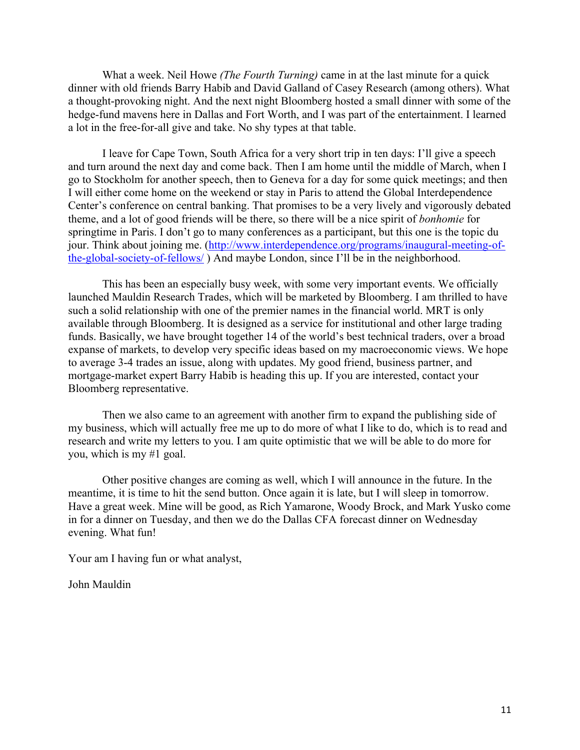What a week. Neil Howe *(The Fourth Turning)* came in at the last minute for a quick dinner with old friends Barry Habib and David Galland of Casey Research (among others). What a thought-provoking night. And the next night Bloomberg hosted a small dinner with some of the hedge-fund mavens here in Dallas and Fort Worth, and I was part of the entertainment. I learned a lot in the free-for-all give and take. No shy types at that table.

I leave for Cape Town, South Africa for a very short trip in ten days: I'll give a speech and turn around the next day and come back. Then I am home until the middle of March, when I go to Stockholm for another speech, then to Geneva for a day for some quick meetings; and then I will either come home on the weekend or stay in Paris to attend the Global Interdependence Center's conference on central banking. That promises to be a very lively and vigorously debated theme, and a lot of good friends will be there, so there will be a nice spirit of *bonhomie* for springtime in Paris. I don't go to many conferences as a participant, but this one is the topic du jour. Think about joining me. ([http://www.interdependence.org/programs/inaugural-meeting-of-the-global-society-of-fellows/](http://www.interdependence.org/programs/inaugural-meeting-of-the-global-society-of-fellows/) ) And maybe London, since I'll be in the neighborhood.

This has been an especially busy week, with some very important events. We officially launched Mauldin Research Trades, which will be marketed by Bloomberg. I am thrilled to have such a solid relationship with one of the premier names in the financial world. MRT is only available through Bloomberg. It is designed as a service for institutional and other large trading funds. Basically, we have brought together 14 of the world's best technical traders, over a broad expanse of markets, to develop very specific ideas based on my macroeconomic views. We hope to average 3-4 trades an issue, along with updates. My good friend, business partner, and mortgage-market expert Barry Habib is heading this up. If you are interested, contact your Bloomberg representative.

Then we also came to an agreement with another firm to expand the publishing side of my business, which will actually free me up to do more of what I like to do, which is to read and research and write my letters to you. I am quite optimistic that we will be able to do more for you, which is my #1 goal.

Other positive changes are coming as well, which I will announce in the future. In the meantime, it is time to hit the send button. Once again it is late, but I will sleep in tomorrow. Have a great week. Mine will be good, as Rich Yamarone, Woody Brock, and Mark Yusko come in for a dinner on Tuesday, and then we do the Dallas CFA forecast dinner on Wednesday evening. What fun!

Your am I having fun or what analyst,

John Mauldin